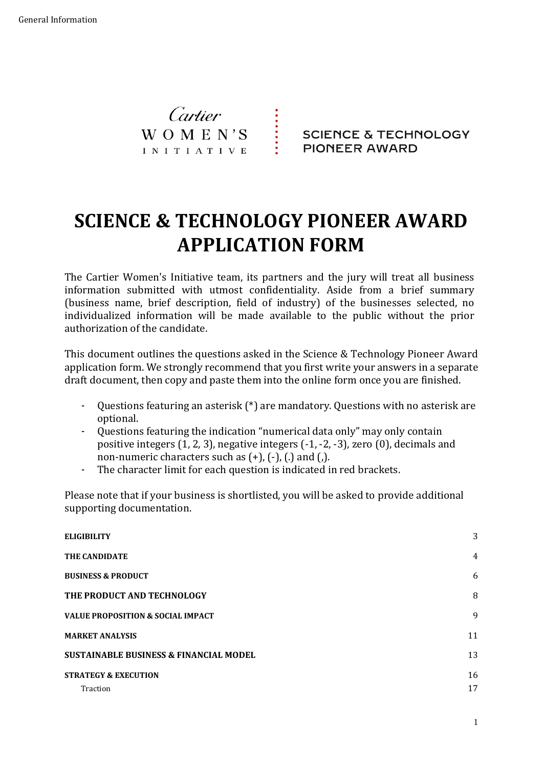# SCIENCE & TECHNOLOGY PIONEER AWARD APPLICATION FORM

The Cartier Women's Initiative team, its partners and the jury will treat all business information submitted with utmost confidentiality. Aside from a brief summary (business name, brief description, field of industry) of the businesses selected, no individualized information will be made available to the public without the prior authorization of the candidate.

This document outlines the questions asked in the Science & Technology Pioneer Award application form. We strongly recommend that you first write your answers in a separate draft document, then copy and paste them into the online form once you are finished.

- Questions featuring an asterisk (*) are mandatory. Questions with no asterisk are optional.
- Questions featuring the indication "numerical data only" may only contain positive integers (1, 2, 3), negative integers (-1, -2, -3), zero (0), decimals and non-numeric characters such as (+), (-), (.) and (,).
- The character limit for each question is indicated in red brackets.

Please note that if your business is shortlisted, you will be asked to provide additional supporting documentation.

| | |
|---|---|
| **ELIGIBILITY** | 3 |
| **THE CANDIDATE** | 4 |
| **BUSINESS & PRODUCT** | 6 |
| **THE PRODUCT AND TECHNOLOGY** | 8 |
| **VALUE PROPOSITION & SOCIAL IMPACT** | 9 |
| **MARKET ANALYSIS** | 11 |
| **SUSTAINABLE BUSINESS & FINANCIAL MODEL** | 13 |
| **STRATEGY & EXECUTION** | 16 |
| Traction | 17 |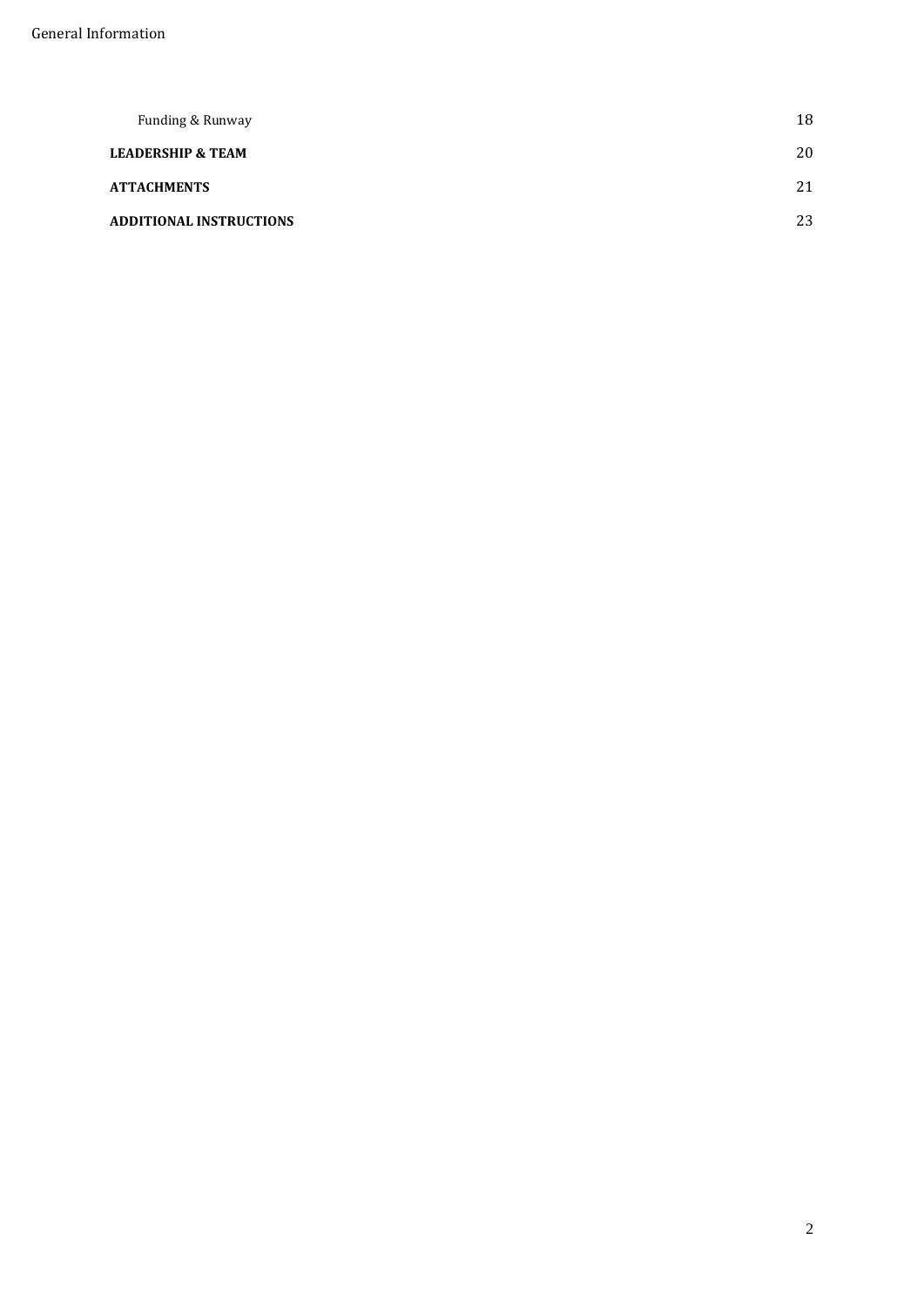| | |
|---|---|
| Funding & Runway | 18 |
| **LEADERSHIP & TEAM** | 20 |
| **ATTACHMENTS** | 21 |
| **ADDITIONAL INSTRUCTIONS** | 23 |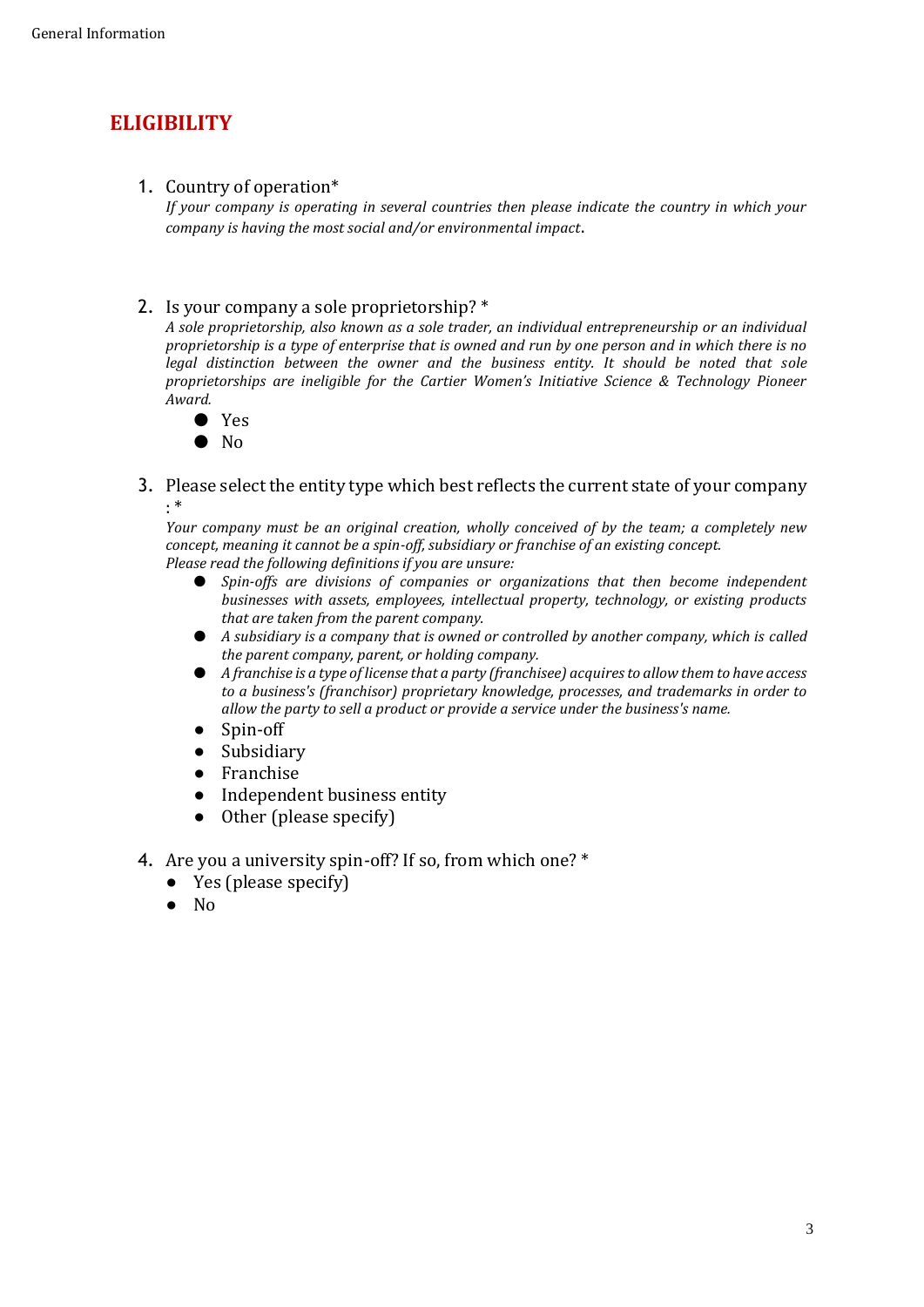# ELIGIBILITY

1. Country of operation*
   *If your company is operating in several countries then please indicate the country in which your company is having the most social and/or environmental impact*.

2. Is your company a sole proprietorship? *
   *A sole proprietorship, also known as a sole trader, an individual entrepreneurship or an individual proprietorship is a type of enterprise that is owned and run by one person and in which there is no legal distinction between the owner and the business entity. It should be noted that sole proprietorships are ineligible for the Cartier Women's Initiative Science & Technology Pioneer Award.*
   - Yes
   - No

3. Please select the entity type which best reflects the current state of your company : *
   *Your company must be an original creation, wholly conceived of by the team; a completely new concept, meaning it cannot be a spin-off, subsidiary or franchise of an existing concept.*
   *Please read the following definitions if you are unsure:*
   - *Spin-offs are divisions of companies or organizations that then become independent businesses with assets, employees, intellectual property, technology, or existing products that are taken from the parent company.*
   - *A subsidiary is a company that is owned or controlled by another company, which is called the parent company, parent, or holding company.*
   - *A franchise is a type of license that a party (franchisee) acquires to allow them to have access to a business's (franchisor) proprietary knowledge, processes, and trademarks in order to allow the party to sell a product or provide a service under the business's name.*
   - Spin-off
   - Subsidiary
   - Franchise
   - Independent business entity
   - Other (please specify)

4. Are you a university spin-off? If so, from which one? *
   - Yes (please specify)
   - No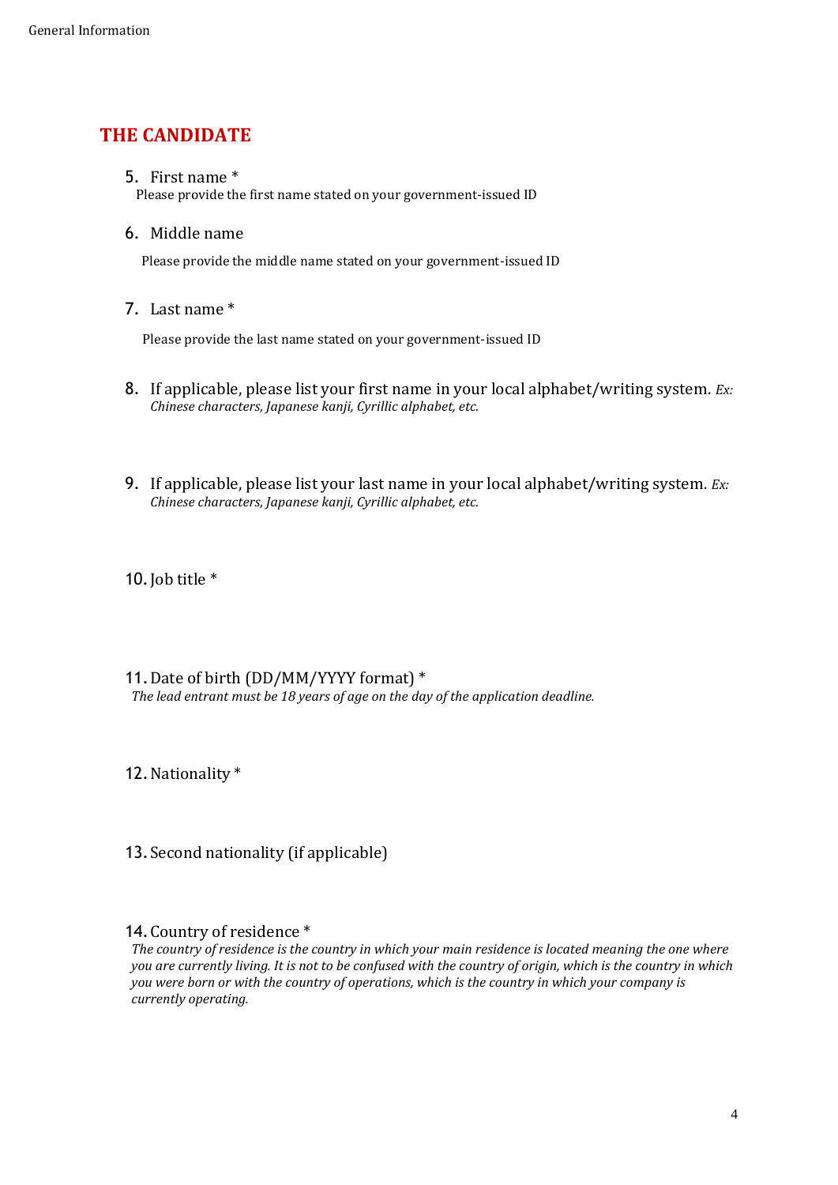## THE CANDIDATE

5. First name *

   Please provide the first name stated on your government-issued ID

6. Middle name

   Please provide the middle name stated on your government-issued ID

7. Last name *

   Please provide the last name stated on your government-issued ID

8. If applicable, please list your first name in your local alphabet/writing system. *Ex: Chinese characters, Japanese kanji, Cyrillic alphabet, etc.*

9. If applicable, please list your last name in your local alphabet/writing system. *Ex: Chinese characters, Japanese kanji, Cyrillic alphabet, etc.*

10. Job title *

11. Date of birth (DD/MM/YYYY format) *

    *The lead entrant must be 18 years of age on the day of the application deadline.*

12. Nationality *

13. Second nationality (if applicable)

14. Country of residence *

    *The country of residence is the country in which your main residence is located meaning the one where you are currently living. It is not to be confused with the country of origin, which is the country in which you were born or with the country of operations, which is the country in which your company is currently operating.*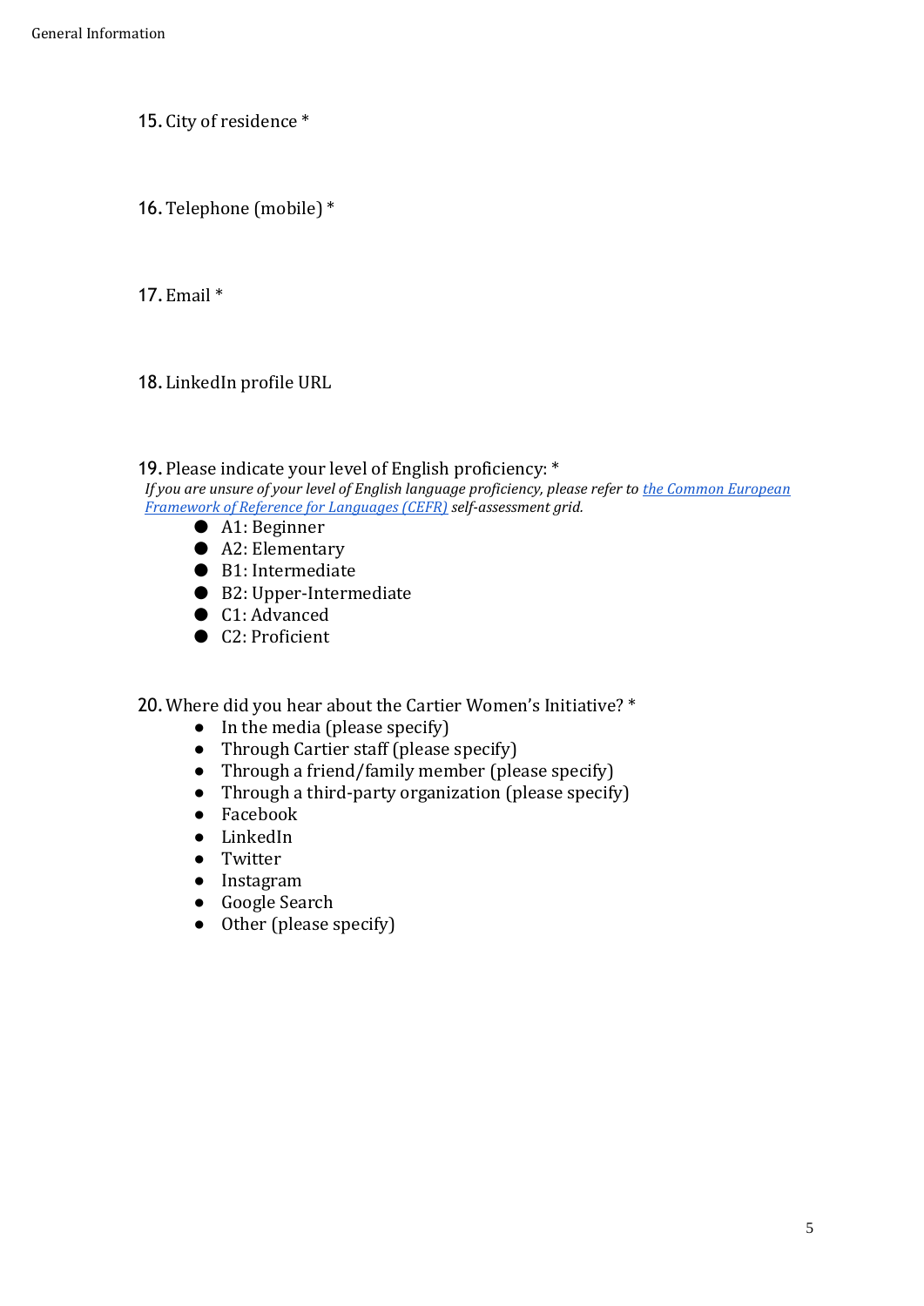15. City of residence *

16. Telephone (mobile) *

17. Email *

18. LinkedIn profile URL

19. Please indicate your level of English proficiency: *

*If you are unsure of your level of English language proficiency, please refer to [the Common European Framework of Reference for Languages (CEFR)]() self-assessment grid.*

- A1: Beginner
- A2: Elementary
- B1: Intermediate
- B2: Upper-Intermediate
- C1: Advanced
- C2: Proficient

20. Where did you hear about the Cartier Women's Initiative? *

- In the media (please specify)
- Through Cartier staff (please specify)
- Through a friend/family member (please specify)
- Through a third-party organization (please specify)
- Facebook
- LinkedIn
- Twitter
- Instagram
- Google Search
- Other (please specify)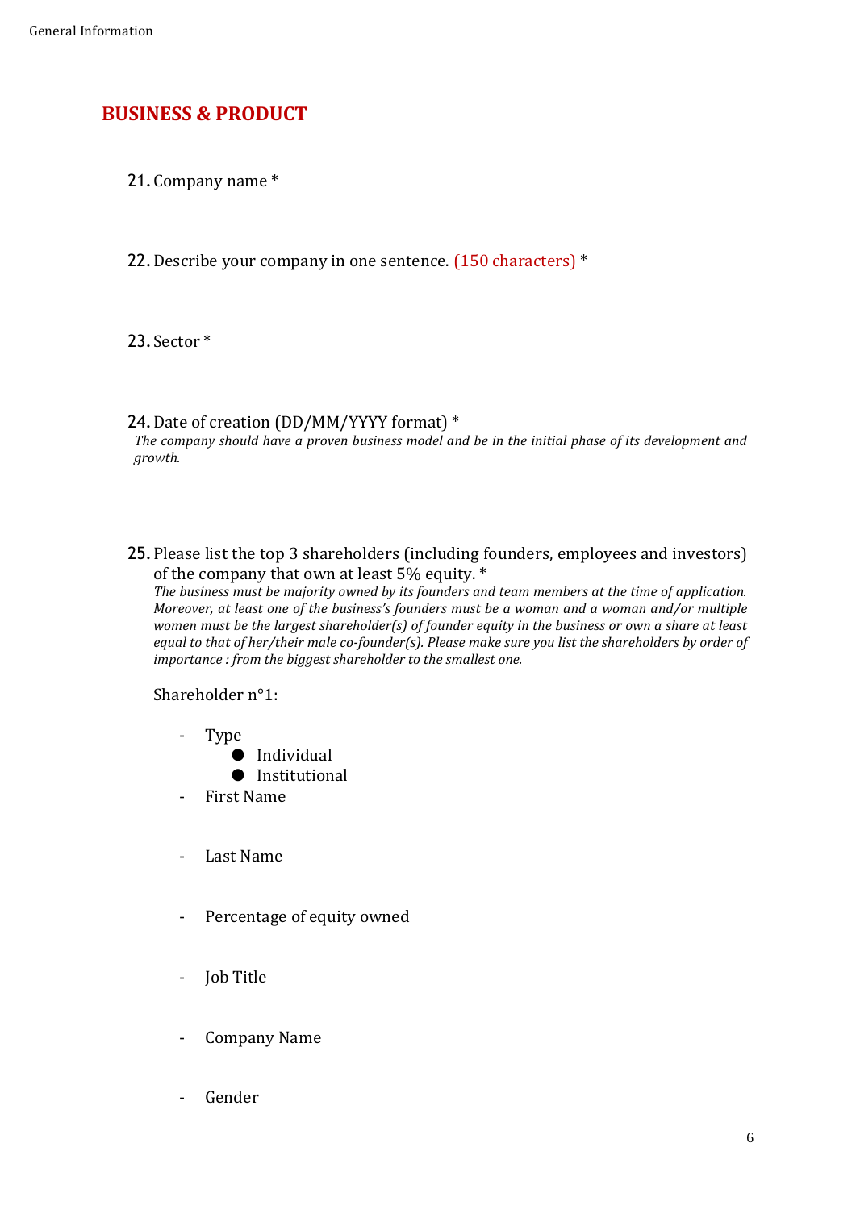## BUSINESS & PRODUCT

21. Company name *

22. Describe your company in one sentence. (150 characters) *

23. Sector *

24. Date of creation (DD/MM/YYYY format) *
*The company should have a proven business model and be in the initial phase of its development and growth.*

25. Please list the top 3 shareholders (including founders, employees and investors) of the company that own at least 5% equity. *
*The business must be majority owned by its founders and team members at the time of application. Moreover, at least one of the business's founders must be a woman and a woman and/or multiple women must be the largest shareholder(s) of founder equity in the business or own a share at least equal to that of her/their male co-founder(s). Please make sure you list the shareholders by order of importance : from the biggest shareholder to the smallest one.*

Shareholder n°1:

- Type
  - Individual
  - Institutional
- First Name
- Last Name
- Percentage of equity owned
- Job Title
- Company Name
- Gender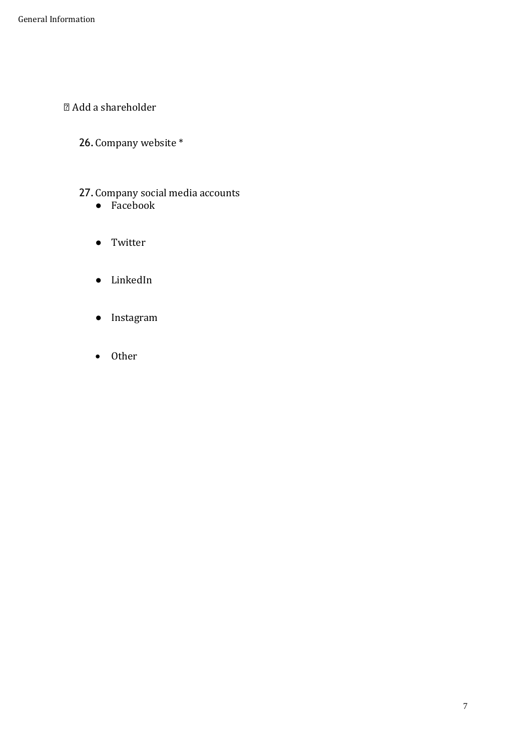Add a shareholder

26. Company website *

27. Company social media accounts
    - Facebook
    - Twitter
    - LinkedIn
    - Instagram
    - Other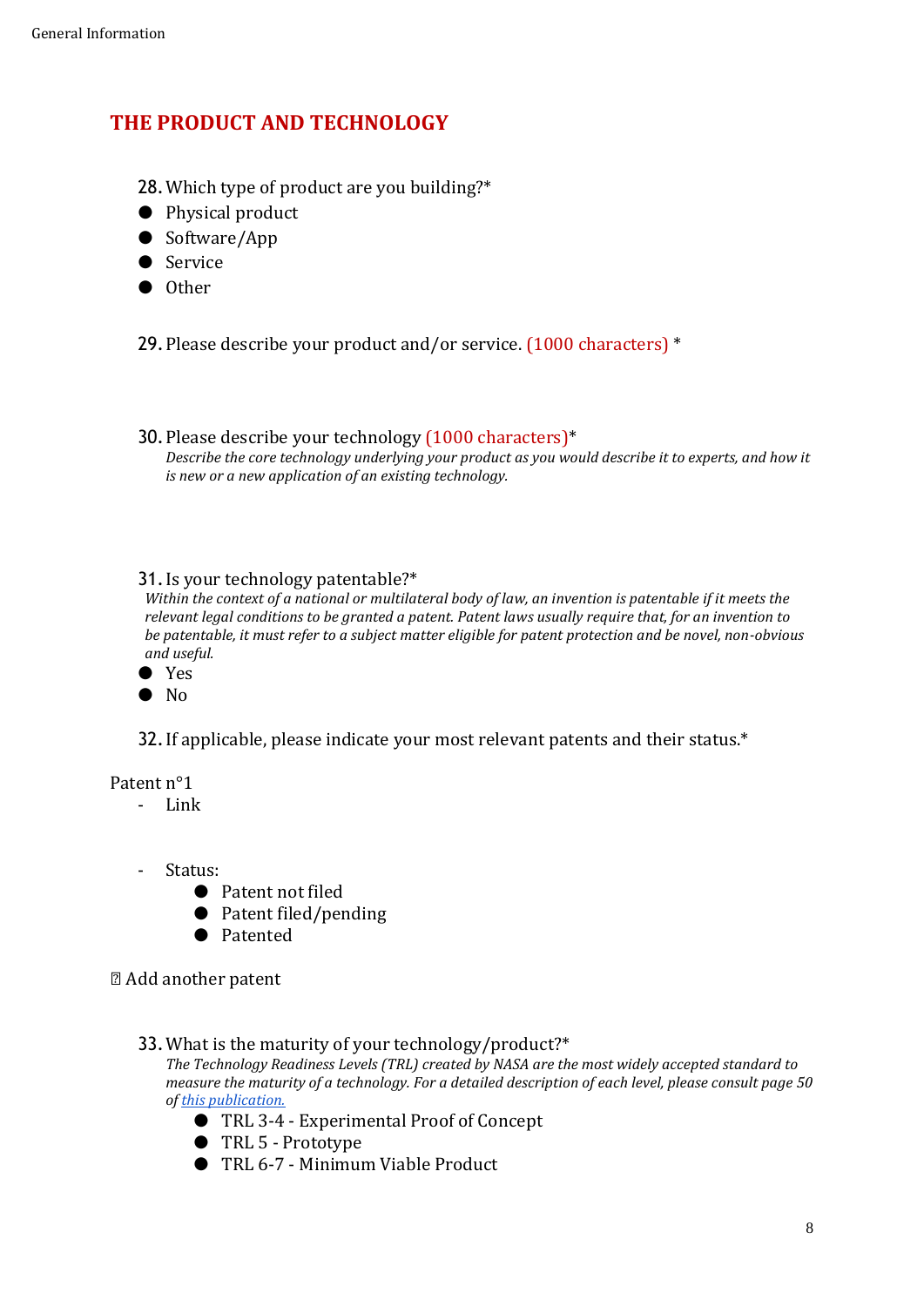## THE PRODUCT AND TECHNOLOGY

28. Which type of product are you building?*

- Physical product
- Software/App
- Service
- Other

29. Please describe your product and/or service. (1000 characters) *

30. Please describe your technology (1000 characters)*

*Describe the core technology underlying your product as you would describe it to experts, and how it is new or a new application of an existing technology.*

31. Is your technology patentable?*

*Within the context of a national or multilateral body of law, an invention is patentable if it meets the relevant legal conditions to be granted a patent. Patent laws usually require that, for an invention to be patentable, it must refer to a subject matter eligible for patent protection and be novel, non-obvious and useful.*

- Yes
- No

32. If applicable, please indicate your most relevant patents and their status.*

Patent n°1

- Link

- Status:
    - Patent not filed
    - Patent filed/pending
    - Patented

Add another patent

33. What is the maturity of your technology/product?*

*The Technology Readiness Levels (TRL) created by NASA are the most widely accepted standard to measure the maturity of a technology. For a detailed description of each level, please consult page 50 of this publication.*

- TRL 3-4 - Experimental Proof of Concept
- TRL 5 - Prototype
- TRL 6-7 - Minimum Viable Product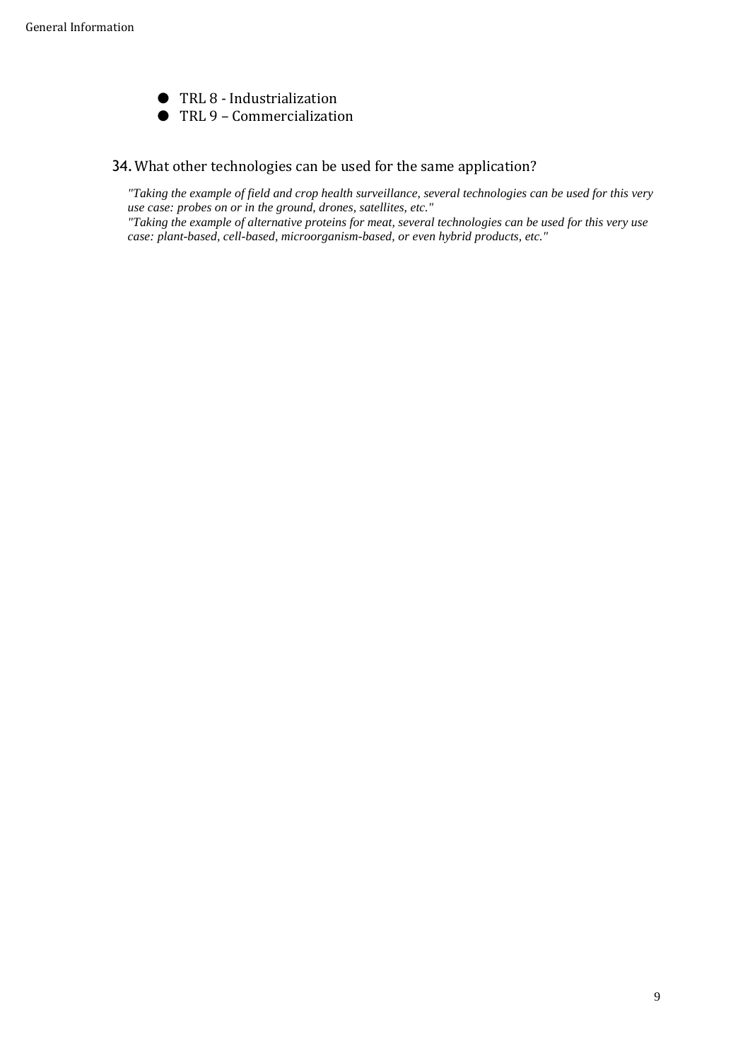- TRL 8 - Industrialization
- TRL 9 – Commercialization

## 34. What other technologies can be used for the same application?

*"Taking the example of field and crop health surveillance, several technologies can be used for this very use case: probes on or in the ground, drones, satellites, etc."*
*"Taking the example of alternative proteins for meat, several technologies can be used for this very use case: plant-based, cell-based, microorganism-based, or even hybrid products, etc."*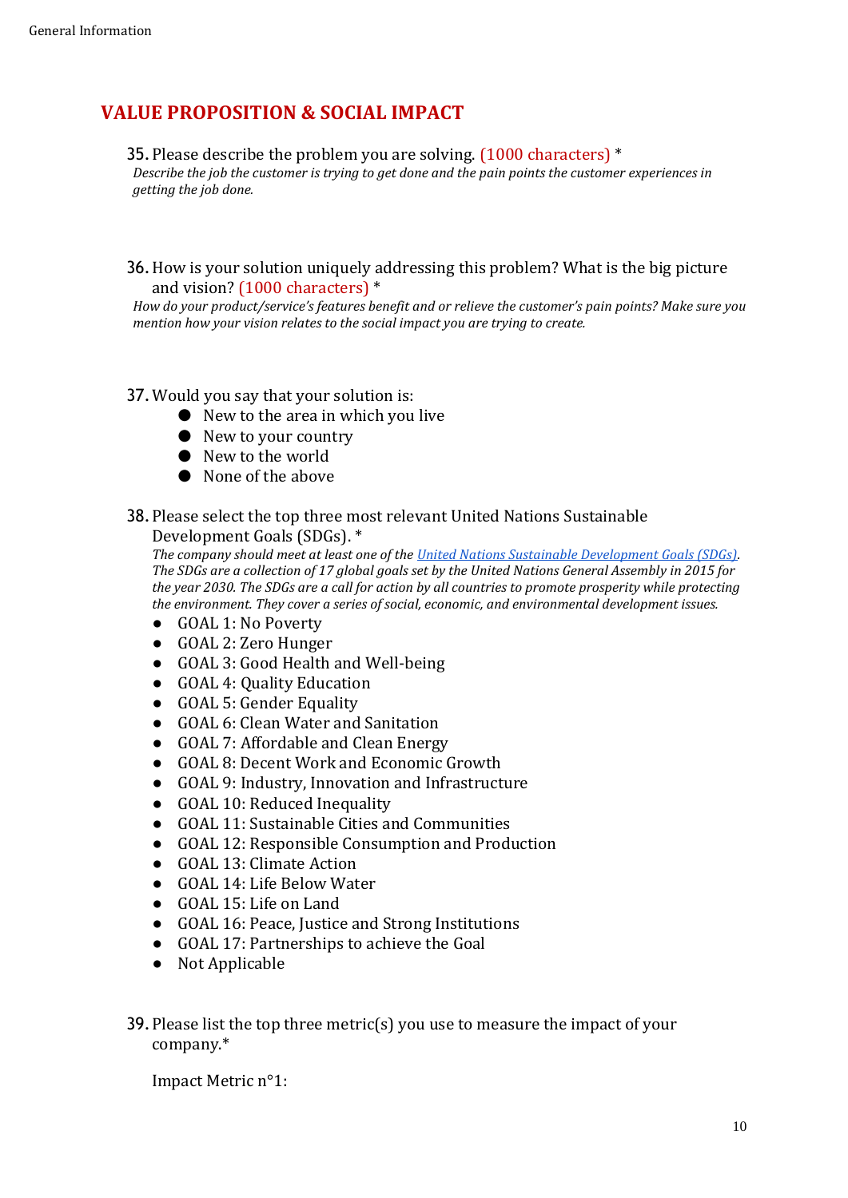## VALUE PROPOSITION & SOCIAL IMPACT

35. Please describe the problem you are solving. (1000 characters) *
*Describe the job the customer is trying to get done and the pain points the customer experiences in getting the job done.*

36. How is your solution uniquely addressing this problem? What is the big picture and vision? (1000 characters) *
*How do your product/service's features benefit and or relieve the customer's pain points? Make sure you mention how your vision relates to the social impact you are trying to create.*

37. Would you say that your solution is:
    - New to the area in which you live
    - New to your country
    - New to the world
    - None of the above

38. Please select the top three most relevant United Nations Sustainable Development Goals (SDGs). *
*The company should meet at least one of the United Nations Sustainable Development Goals (SDGs). The SDGs are a collection of 17 global goals set by the United Nations General Assembly in 2015 for the year 2030. The SDGs are a call for action by all countries to promote prosperity while protecting the environment. They cover a series of social, economic, and environmental development issues.*
    - GOAL 1: No Poverty
    - GOAL 2: Zero Hunger
    - GOAL 3: Good Health and Well-being
    - GOAL 4: Quality Education
    - GOAL 5: Gender Equality
    - GOAL 6: Clean Water and Sanitation
    - GOAL 7: Affordable and Clean Energy
    - GOAL 8: Decent Work and Economic Growth
    - GOAL 9: Industry, Innovation and Infrastructure
    - GOAL 10: Reduced Inequality
    - GOAL 11: Sustainable Cities and Communities
    - GOAL 12: Responsible Consumption and Production
    - GOAL 13: Climate Action
    - GOAL 14: Life Below Water
    - GOAL 15: Life on Land
    - GOAL 16: Peace, Justice and Strong Institutions
    - GOAL 17: Partnerships to achieve the Goal
    - Not Applicable

39. Please list the top three metric(s) you use to measure the impact of your company.*

    Impact Metric n°1: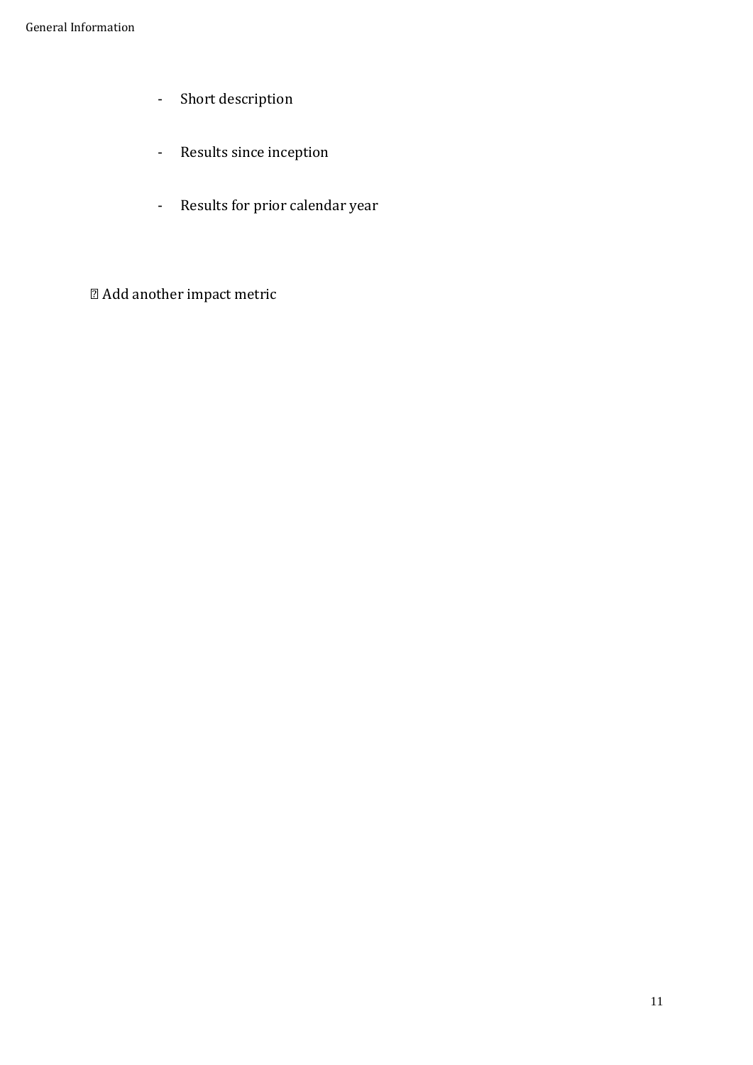- Short description

- Results since inception

- Results for prior calendar year

☐ Add another impact metric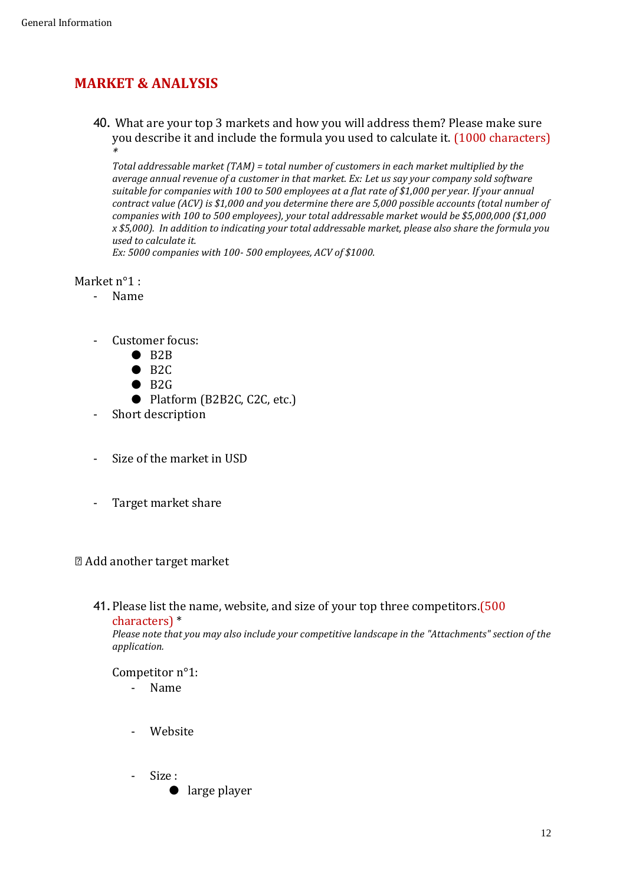## MARKET & ANALYSIS

40. What are your top 3 markets and how you will address them? Please make sure you describe it and include the formula you used to calculate it. (1000 characters) *

    *Total addressable market (TAM) = total number of customers in each market multiplied by the average annual revenue of a customer in that market. Ex: Let us say your company sold software suitable for companies with 100 to 500 employees at a flat rate of $1,000 per year. If your annual contract value (ACV) is $1,000 and you determine there are 5,000 possible accounts (total number of companies with 100 to 500 employees), your total addressable market would be $5,000,000 ($1,000 x $5,000). In addition to indicating your total addressable market, please also share the formula you used to calculate it.*
    *Ex: 5000 companies with 100- 500 employees, ACV of $1000.*

Market n°1 :

- Name

- Customer focus:
    - B2B
    - B2C
    - B2G
    - Platform (B2B2C, C2C, etc.)
- Short description

- Size of the market in USD

- Target market share

☐ Add another target market

41. Please list the name, website, and size of your top three competitors.(500 characters) *

    *Please note that you may also include your competitive landscape in the "Attachments" section of the application.*

    Competitor n°1:

    - Name

    - Website

    - Size :
        - large player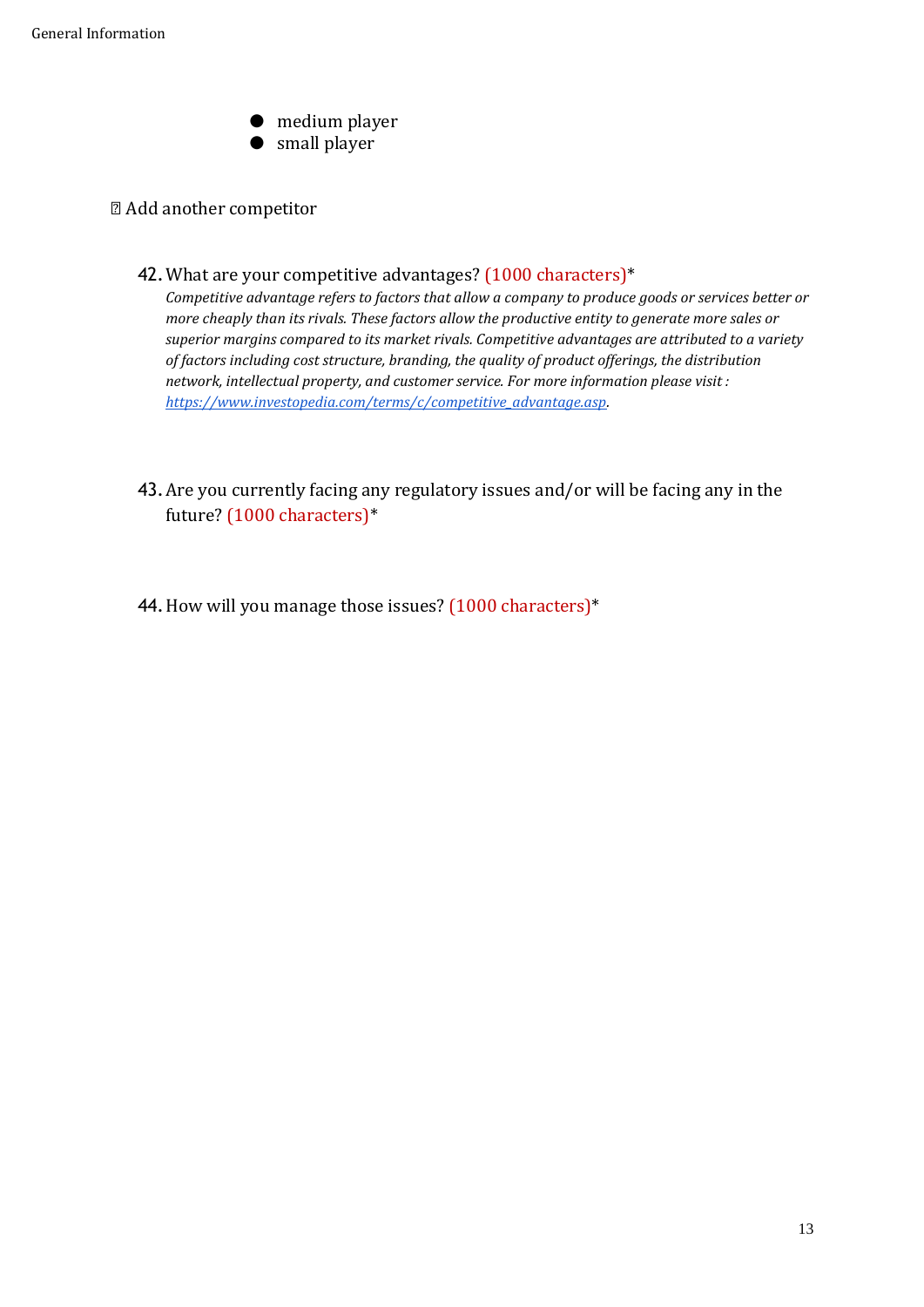- medium player
- small player

☐ Add another competitor

42. What are your competitive advantages? (1000 characters)*
    *Competitive advantage refers to factors that allow a company to produce goods or services better or more cheaply than its rivals. These factors allow the productive entity to generate more sales or superior margins compared to its market rivals. Competitive advantages are attributed to a variety of factors including cost structure, branding, the quality of product offerings, the distribution network, intellectual property, and customer service. For more information please visit : [https://www.investopedia.com/terms/c/competitive_advantage.asp](https://www.investopedia.com/terms/c/competitive_advantage.asp).*

43. Are you currently facing any regulatory issues and/or will be facing any in the future? (1000 characters)*

44. How will you manage those issues? (1000 characters)*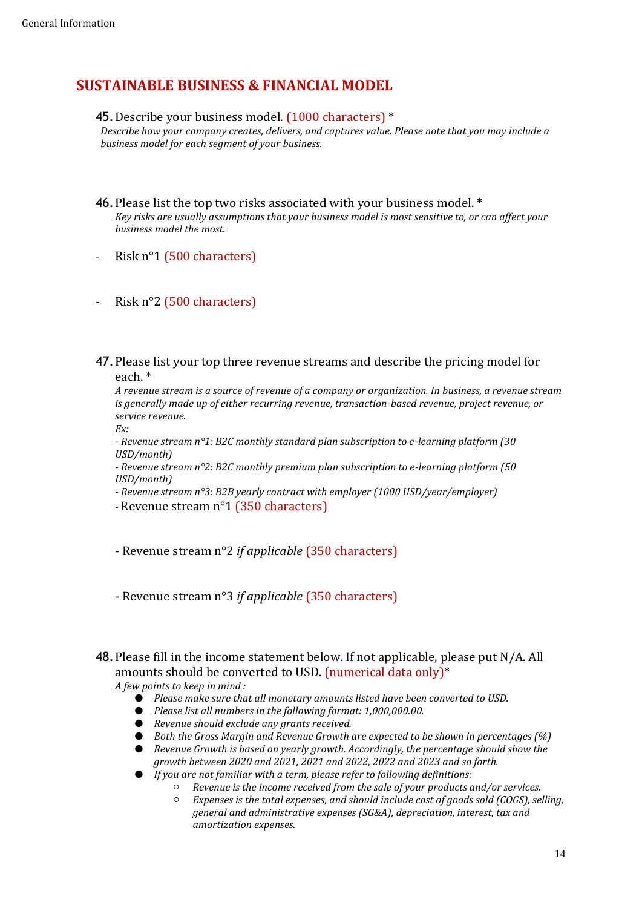## SUSTAINABLE BUSINESS & FINANCIAL MODEL

45. Describe your business model. (1000 characters) *
*Describe how your company creates, delivers, and captures value. Please note that you may include a business model for each segment of your business.*

46. Please list the top two risks associated with your business model. *
*Key risks are usually assumptions that your business model is most sensitive to, or can affect your business model the most.*

- Risk n°1 (500 characters)

- Risk n°2 (500 characters)

47. Please list your top three revenue streams and describe the pricing model for each. *
*A revenue stream is a source of revenue of a company or organization. In business, a revenue stream is generally made up of either recurring revenue, transaction-based revenue, project revenue, or service revenue.*
*Ex:*
*- Revenue stream n°1: B2C monthly standard plan subscription to e-learning platform (30 USD/month)*
*- Revenue stream n°2: B2C monthly premium plan subscription to e-learning platform (50 USD/month)*
*- Revenue stream n°3: B2B yearly contract with employer (1000 USD/year/employer)*
- Revenue stream n°1 (350 characters)

- Revenue stream n°2 *if applicable* (350 characters)

- Revenue stream n°3 *if applicable* (350 characters)

48. Please fill in the income statement below. If not applicable, please put N/A. All amounts should be converted to USD. (numerical data only)*
*A few points to keep in mind :*
   - *Please make sure that all monetary amounts listed have been converted to USD.*
   - *Please list all numbers in the following format: 1,000,000.00.*
   - *Revenue should exclude any grants received.*
   - *Both the Gross Margin and Revenue Growth are expected to be shown in percentages (%)*
   - *Revenue Growth is based on yearly growth. Accordingly, the percentage should show the growth between 2020 and 2021, 2021 and 2022, 2022 and 2023 and so forth.*
   - *If you are not familiar with a term, please refer to following definitions:*
     - *Revenue is the income received from the sale of your products and/or services.*
     - *Expenses is the total expenses, and should include cost of goods sold (COGS), selling, general and administrative expenses (SG&A), depreciation, interest, tax and amortization expenses.*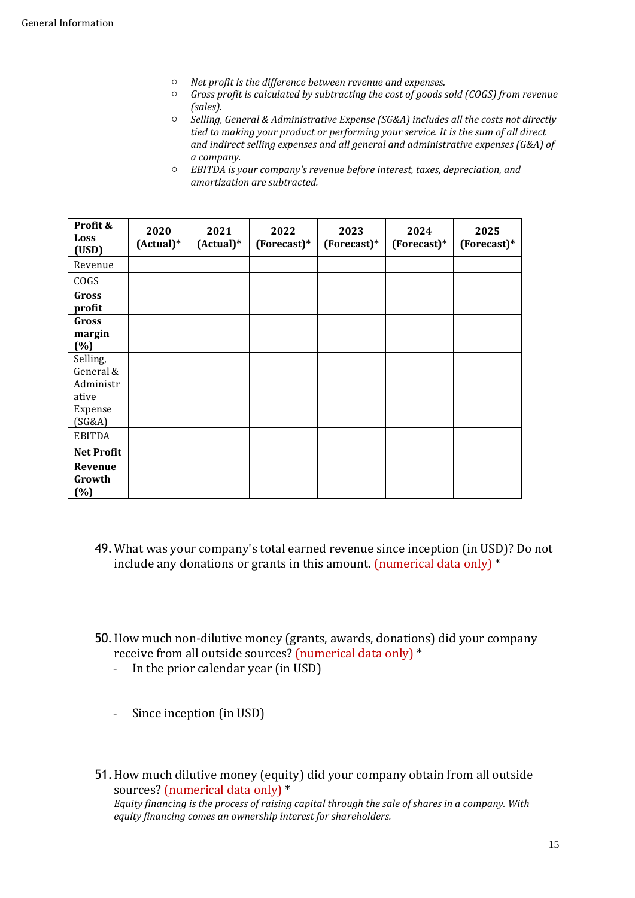- *Net profit is the difference between revenue and expenses.*
- *Gross profit is calculated by subtracting the cost of goods sold (COGS) from revenue (sales).*
- *Selling, General & Administrative Expense (SG&A) includes all the costs not directly tied to making your product or performing your service. It is the sum of all direct and indirect selling expenses and all general and administrative expenses (G&A) of a company.*
- *EBITDA is your company's revenue before interest, taxes, depreciation, and amortization are subtracted.*

| **Profit & Loss (USD)** | **2020 (Actual)*** | **2021 (Actual)*** | **2022 (Forecast)*** | **2023 (Forecast)*** | **2024 (Forecast)*** | **2025 (Forecast)*** |
|---|---|---|---|---|---|---|
| Revenue | | | | | | |
| COGS | | | | | | |
| **Gross profit** | | | | | | |
| **Gross margin (%)** | | | | | | |
| Selling, General & Administrative Expense (SG&A) | | | | | | |
| EBITDA | | | | | | |
| **Net Profit** | | | | | | |
| **Revenue Growth (%)** | | | | | | |

49. What was your company's total earned revenue since inception (in USD)? Do not include any donations or grants in this amount. (numerical data only) *

50. How much non-dilutive money (grants, awards, donations) did your company receive from all outside sources? (numerical data only) *
    - In the prior calendar year (in USD)

    - Since inception (in USD)

51. How much dilutive money (equity) did your company obtain from all outside sources? (numerical data only) *
    *Equity financing is the process of raising capital through the sale of shares in a company. With equity financing comes an ownership interest for shareholders.*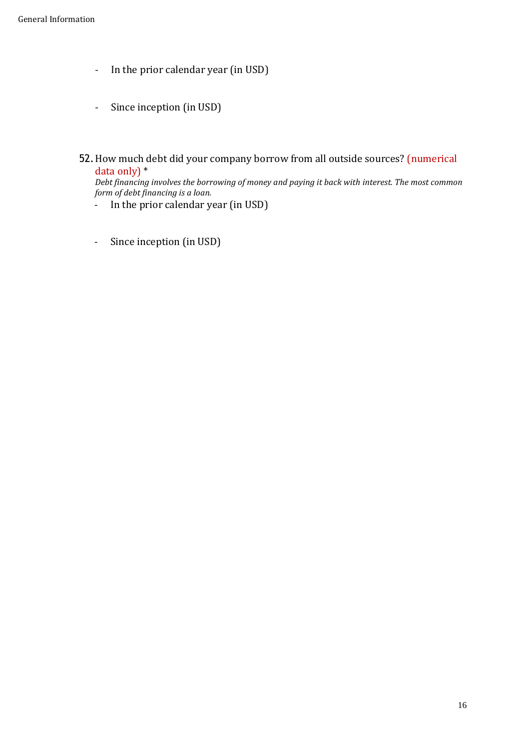- In the prior calendar year (in USD)

- Since inception (in USD)

52. How much debt did your company borrow from all outside sources? (numerical data only) *

    *Debt financing involves the borrowing of money and paying it back with interest. The most common form of debt financing is a loan.*

    - In the prior calendar year (in USD)

    - Since inception (in USD)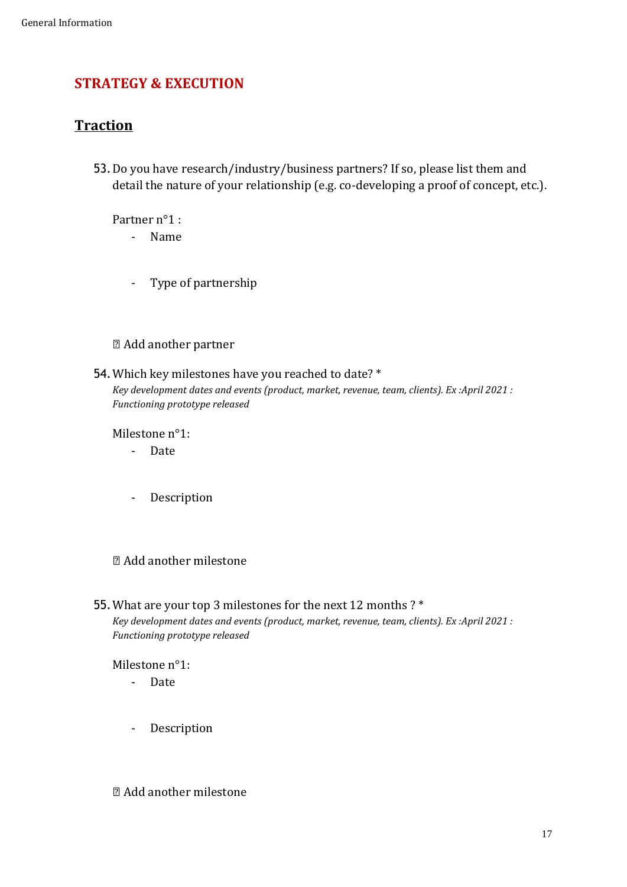## STRATEGY & EXECUTION

### Traction

53. Do you have research/industry/business partners? If so, please list them and detail the nature of your relationship (e.g. co-developing a proof of concept, etc.).

   Partner n°1 :
   - Name

   - Type of partnership

   ☐ Add another partner

54. Which key milestones have you reached to date? *
   *Key development dates and events (product, market, revenue, team, clients). Ex :April 2021 : Functioning prototype released*

   Milestone n°1:
   - Date

   - Description

   ☐ Add another milestone

55. What are your top 3 milestones for the next 12 months ? *
   *Key development dates and events (product, market, revenue, team, clients). Ex :April 2021 : Functioning prototype released*

   Milestone n°1:
   - Date

   - Description

   ☐ Add another milestone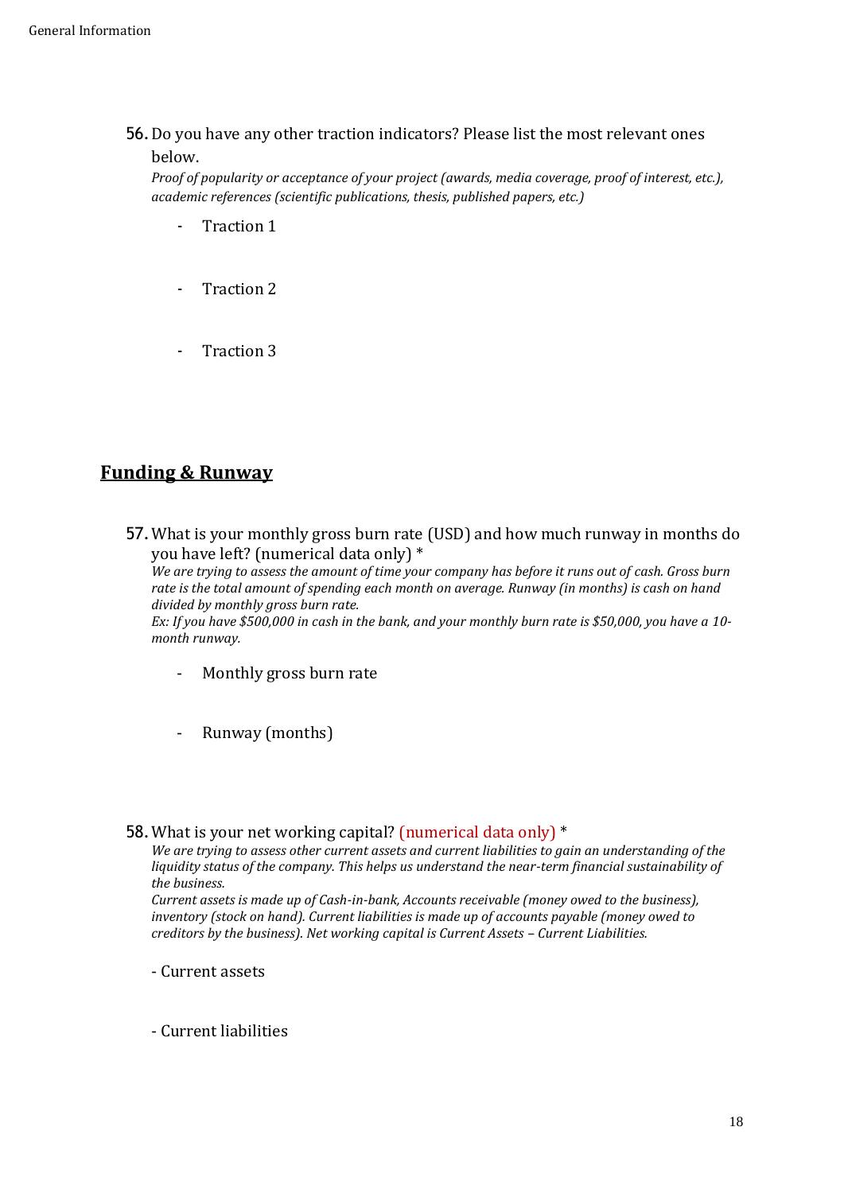56. Do you have any other traction indicators? Please list the most relevant ones below.
*Proof of popularity or acceptance of your project (awards, media coverage, proof of interest, etc.), academic references (scientific publications, thesis, published papers, etc.)*

- Traction 1

- Traction 2

- Traction 3

## Funding & Runway

57. What is your monthly gross burn rate (USD) and how much runway in months do you have left? (numerical data only) *
*We are trying to assess the amount of time your company has before it runs out of cash. Gross burn rate is the total amount of spending each month on average. Runway (in months) is cash on hand divided by monthly gross burn rate.*
*Ex: If you have $500,000 in cash in the bank, and your monthly burn rate is $50,000, you have a 10-month runway.*

- Monthly gross burn rate

- Runway (months)

58. What is your net working capital? (numerical data only) *
*We are trying to assess other current assets and current liabilities to gain an understanding of the liquidity status of the company. This helps us understand the near-term financial sustainability of the business.*
*Current assets is made up of Cash-in-bank, Accounts receivable (money owed to the business), inventory (stock on hand). Current liabilities is made up of accounts payable (money owed to creditors by the business). Net working capital is Current Assets – Current Liabilities.*

- Current assets

- Current liabilities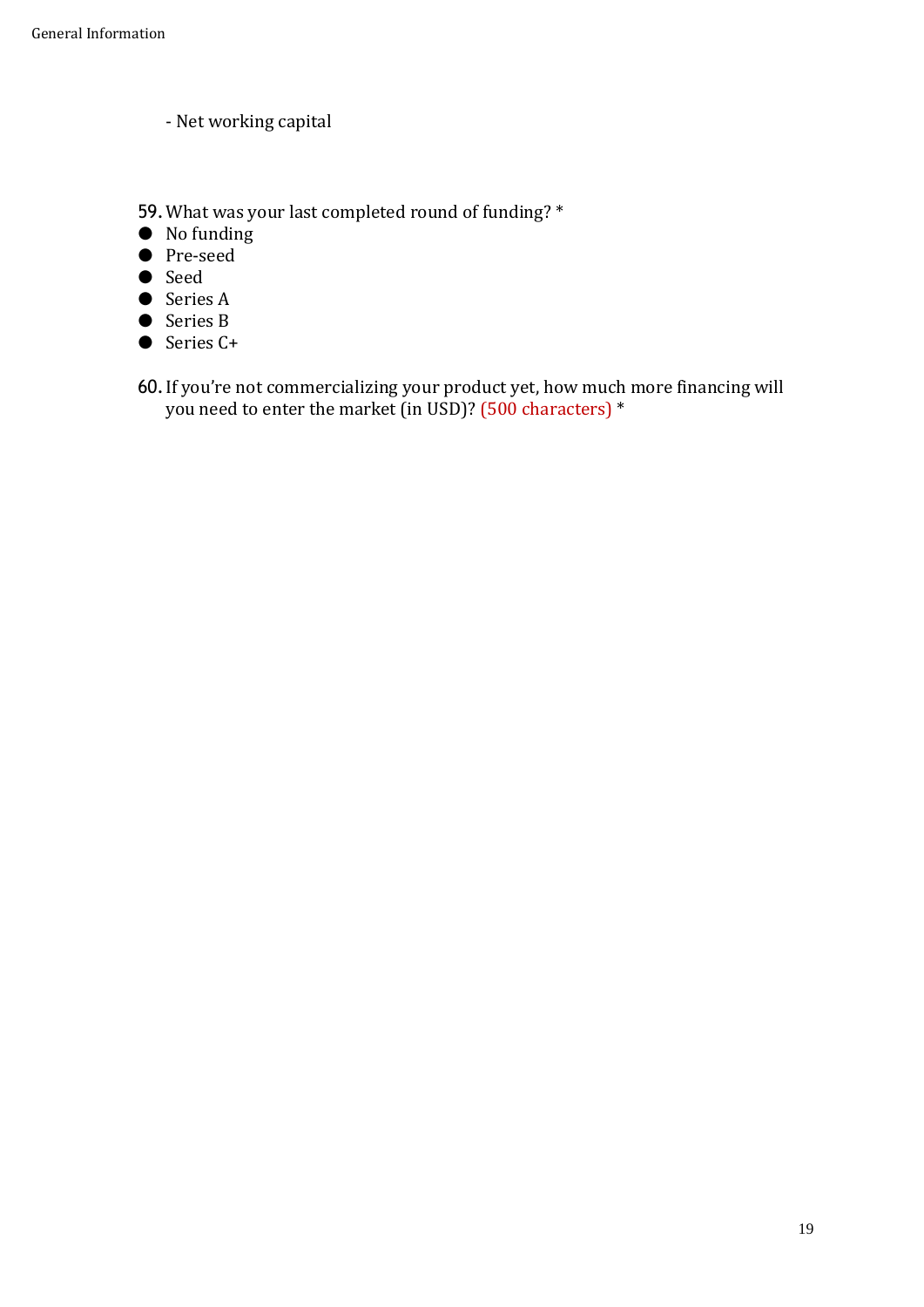- Net working capital

59. What was your last completed round of funding? *

- No funding
- Pre-seed
- Seed
- Series A
- Series B
- Series C+

60. If you're not commercializing your product yet, how much more financing will you need to enter the market (in USD)? (500 characters) *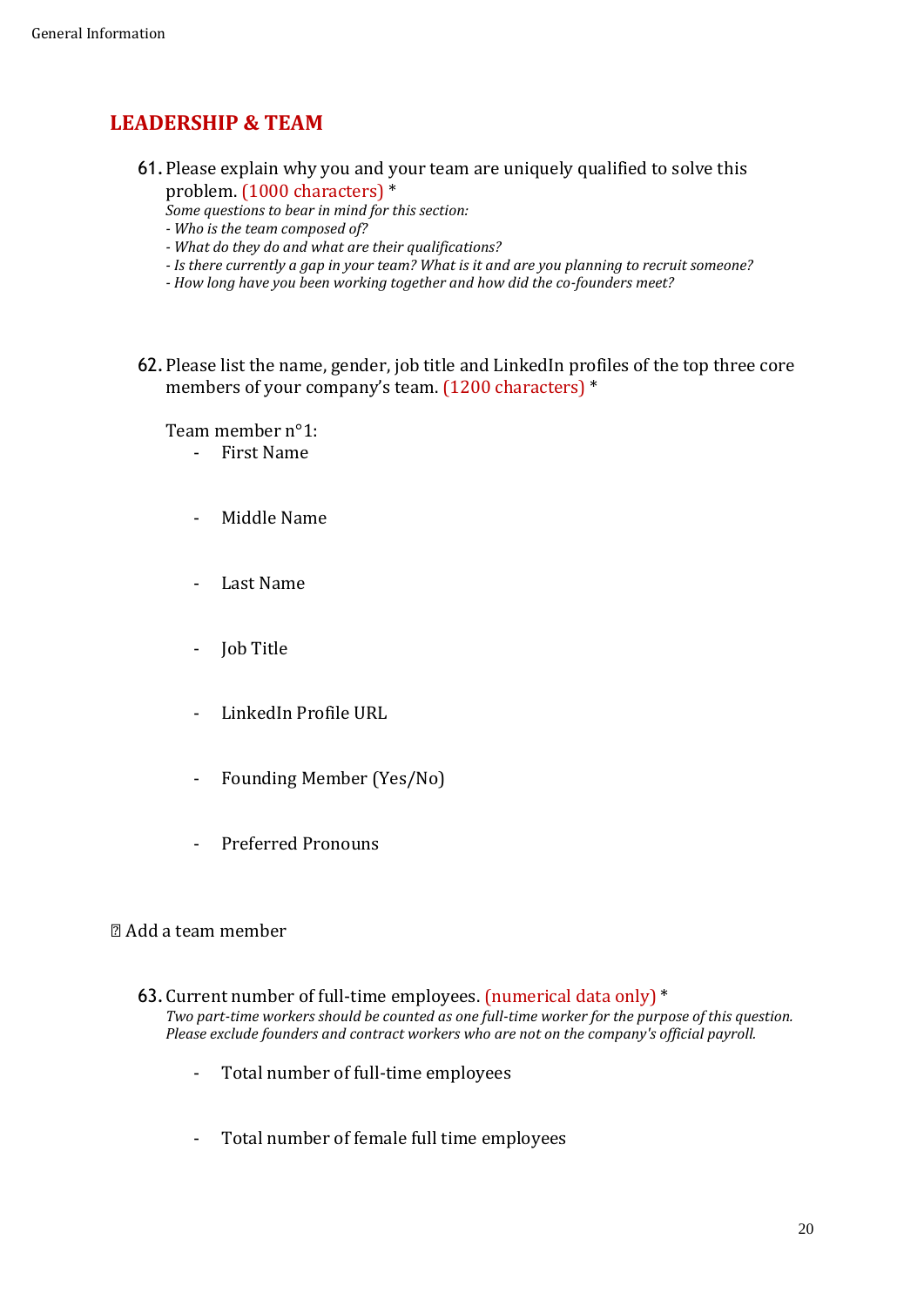## LEADERSHIP & TEAM

61. Please explain why you and your team are uniquely qualified to solve this problem. (1000 characters) *
*Some questions to bear in mind for this section:*
*- Who is the team composed of?*
*- What do they do and what are their qualifications?*
*- Is there currently a gap in your team? What is it and are you planning to recruit someone?*
*- How long have you been working together and how did the co-founders meet?*

62. Please list the name, gender, job title and LinkedIn profiles of the top three core members of your company's team. (1200 characters) *

Team member n°1:
- First Name
- Middle Name
- Last Name
- Job Title
- LinkedIn Profile URL
- Founding Member (Yes/No)
- Preferred Pronouns

 Add a team member

63. Current number of full-time employees. (numerical data only) *
*Two part-time workers should be counted as one full-time worker for the purpose of this question. Please exclude founders and contract workers who are not on the company's official payroll.*
- Total number of full-time employees
- Total number of female full time employees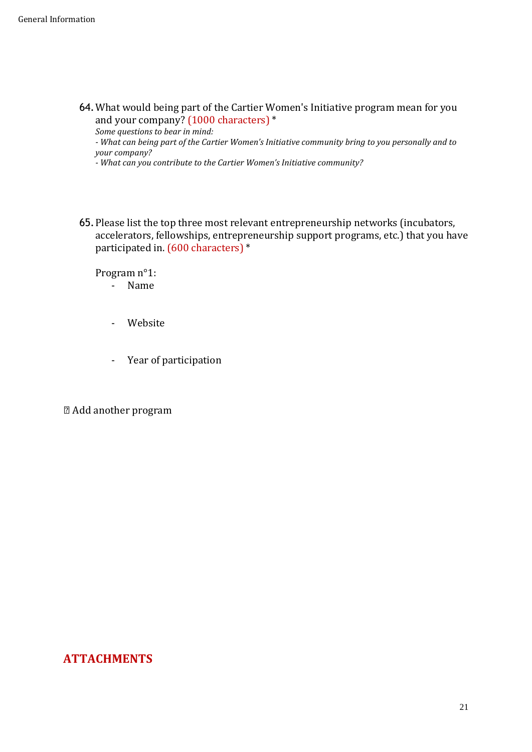64. What would being part of the Cartier Women's Initiative program mean for you and your company? (1000 characters) *
    *Some questions to bear in mind:*
    *- What can being part of the Cartier Women's Initiative community bring to you personally and to your company?*
    *- What can you contribute to the Cartier Women's Initiative community?*

65. Please list the top three most relevant entrepreneurship networks (incubators, accelerators, fellowships, entrepreneurship support programs, etc.) that you have participated in. (600 characters) *

    Program n°1:
    - Name

    - Website

    - Year of participation

 Add another program

## ATTACHMENTS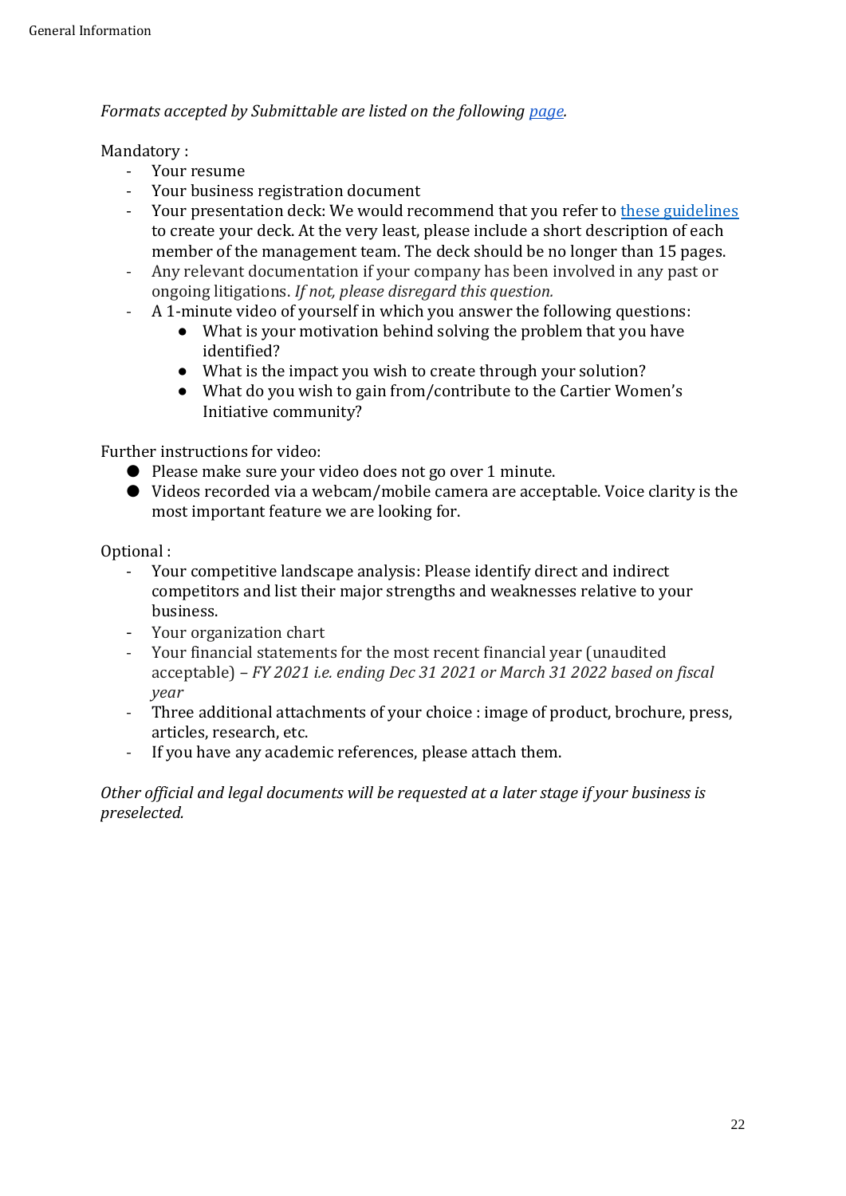*Formats accepted by Submittable are listed on the following [page](page).*

Mandatory :

- Your resume
- Your business registration document
- Your presentation deck: We would recommend that you refer to [these guidelines](these guidelines) to create your deck. At the very least, please include a short description of each member of the management team. The deck should be no longer than 15 pages.
- Any relevant documentation if your company has been involved in any past or ongoing litigations. *If not, please disregard this question.*
- A 1-minute video of yourself in which you answer the following questions:
  - What is your motivation behind solving the problem that you have identified?
  - What is the impact you wish to create through your solution?
  - What do you wish to gain from/contribute to the Cartier Women's Initiative community?

Further instructions for video:

- Please make sure your video does not go over 1 minute.
- Videos recorded via a webcam/mobile camera are acceptable. Voice clarity is the most important feature we are looking for.

Optional :

- Your competitive landscape analysis: Please identify direct and indirect competitors and list their major strengths and weaknesses relative to your business.
- Your organization chart
- Your financial statements for the most recent financial year (unaudited acceptable) – *FY 2021 i.e. ending Dec 31 2021 or March 31 2022 based on fiscal year*
- Three additional attachments of your choice : image of product, brochure, press, articles, research, etc.
- If you have any academic references, please attach them.

*Other official and legal documents will be requested at a later stage if your business is preselected.*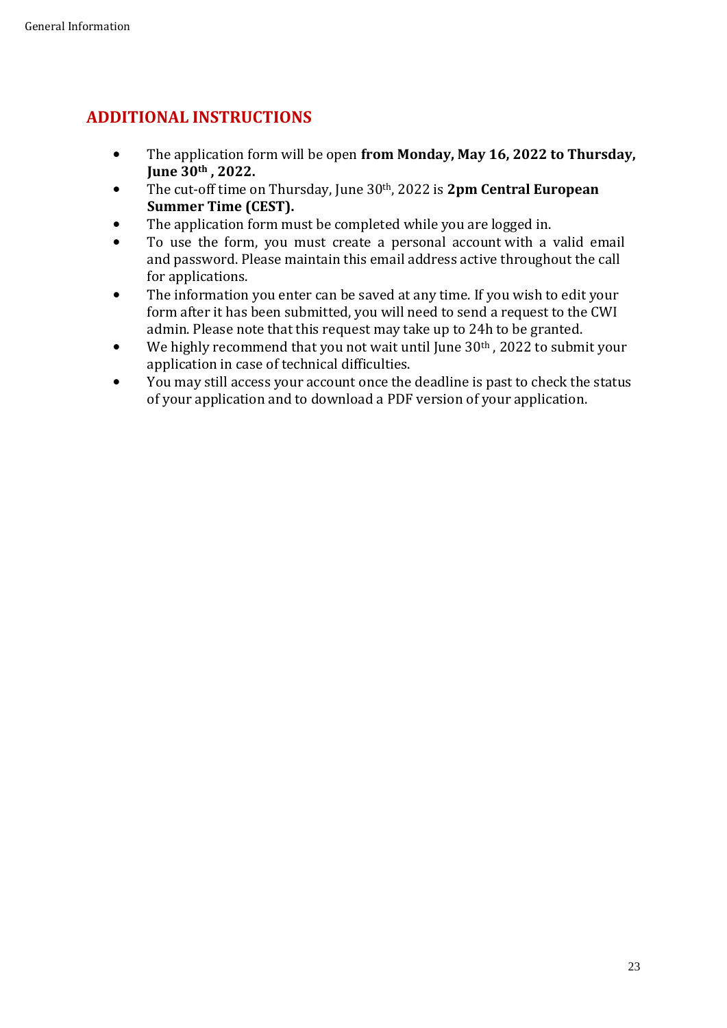## ADDITIONAL INSTRUCTIONS

- The application form will be open **from Monday, May 16, 2022 to Thursday, June 30th , 2022.**
- The cut-off time on Thursday, June 30th, 2022 is **2pm Central European Summer Time (CEST).**
- The application form must be completed while you are logged in.
- To use the form, you must create a personal account with a valid email and password. Please maintain this email address active throughout the call for applications.
- The information you enter can be saved at any time. If you wish to edit your form after it has been submitted, you will need to send a request to the CWI admin. Please note that this request may take up to 24h to be granted.
- We highly recommend that you not wait until June 30th , 2022 to submit your application in case of technical difficulties.
- You may still access your account once the deadline is past to check the status of your application and to download a PDF version of your application.